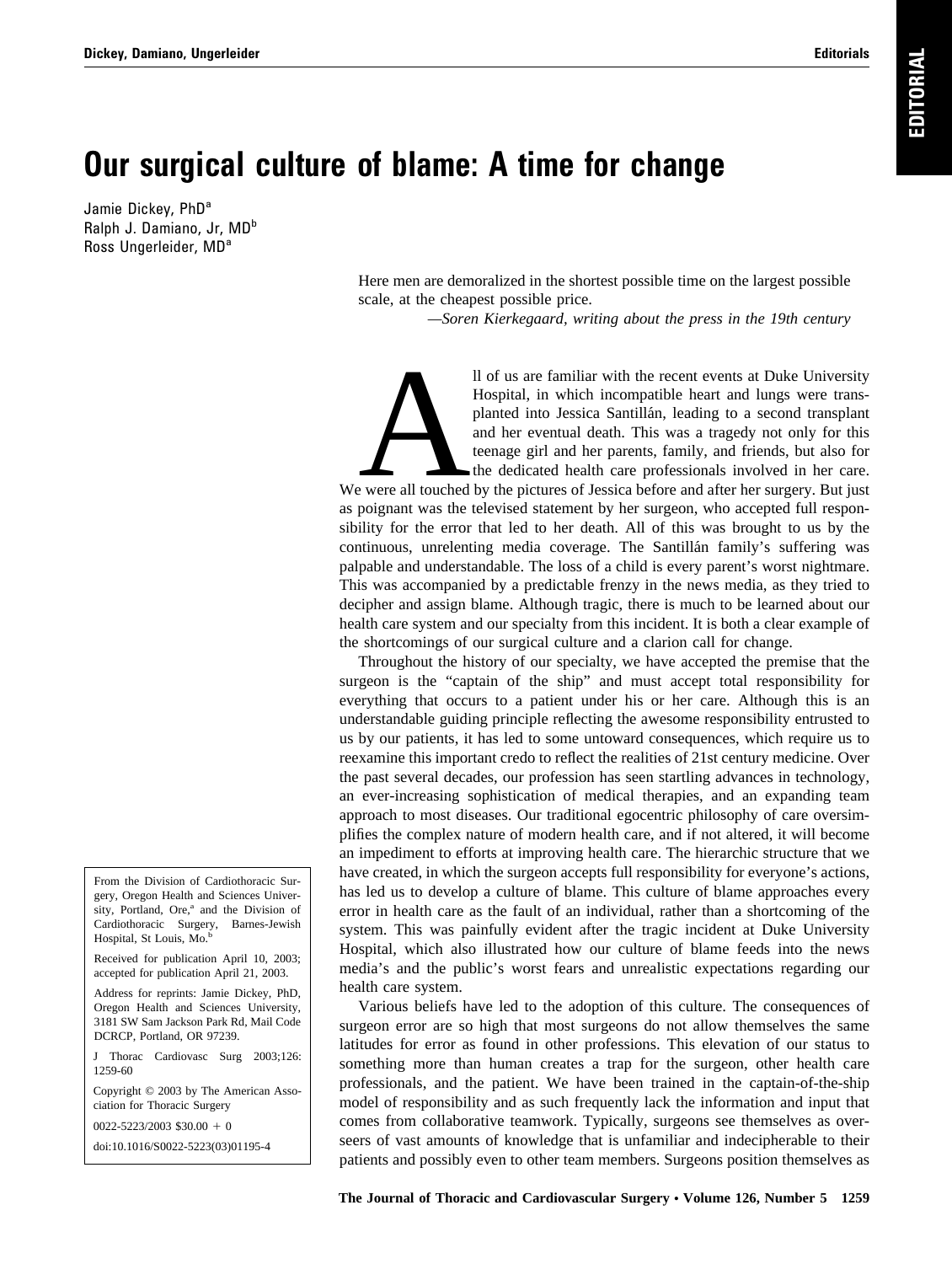# Our surgical culture of blame: A time for change

Jamie Dickey, PhD[a]
Ralph J. Damiano, Jr, MD[b]
Ross Ungerleider, MD[a]

> Here men are demoralized in the shortest possible time on the largest possible scale, at the cheapest possible price.
>
> *—Soren Kierkegaard, writing about the press in the 19th century*

All of us are familiar with the recent events at Duke University Hospital, in which incompatible heart and lungs were transplanted into Jessica Santillán, leading to a second transplant and her eventual death. This was a tragedy not only for this teenage girl and her parents, family, and friends, but also for the dedicated health care professionals involved in her care. We were all touched by the pictures of Jessica before and after her surgery. But just as poignant was the televised statement by her surgeon, who accepted full responsibility for the error that led to her death. All of this was brought to us by the continuous, unrelenting media coverage. The Santillán family's suffering was palpable and understandable. The loss of a child is every parent's worst nightmare. This was accompanied by a predictable frenzy in the news media, as they tried to decipher and assign blame. Although tragic, there is much to be learned about our health care system and our specialty from this incident. It is both a clear example of the shortcomings of our surgical culture and a clarion call for change.

Throughout the history of our specialty, we have accepted the premise that the surgeon is the "captain of the ship" and must accept total responsibility for everything that occurs to a patient under his or her care. Although this is an understandable guiding principle reflecting the awesome responsibility entrusted to us by our patients, it has led to some untoward consequences, which require us to reexamine this important credo to reflect the realities of 21st century medicine. Over the past several decades, our profession has seen startling advances in technology, an ever-increasing sophistication of medical therapies, and an expanding team approach to most diseases. Our traditional egocentric philosophy of care oversimplifies the complex nature of modern health care, and if not altered, it will become an impediment to efforts at improving health care. The hierarchic structure that we have created, in which the surgeon accepts full responsibility for everyone's actions, has led us to develop a culture of blame. This culture of blame approaches every error in health care as the fault of an individual, rather than a shortcoming of the system. This was painfully evident after the tragic incident at Duke University Hospital, which also illustrated how our culture of blame feeds into the news media's and the public's worst fears and unrealistic expectations regarding our health care system.

Various beliefs have led to the adoption of this culture. The consequences of surgeon error are so high that most surgeons do not allow themselves the same latitudes for error as found in other professions. This elevation of our status to something more than human creates a trap for the surgeon, other health care professionals, and the patient. We have been trained in the captain-of-the-ship model of responsibility and as such frequently lack the information and input that comes from collaborative teamwork. Typically, surgeons see themselves as overseers of vast amounts of knowledge that is unfamiliar and indecipherable to their patients and possibly even to other team members. Surgeons position themselves as

---

From the Division of Cardiothoracic Surgery, Oregon Health and Sciences University, Portland, Ore,[a] and the Division of Cardiothoracic Surgery, Barnes-Jewish Hospital, St Louis, Mo.[b]

Received for publication April 10, 2003; accepted for publication April 21, 2003.

Address for reprints: Jamie Dickey, PhD, Oregon Health and Sciences University, 3181 SW Sam Jackson Park Rd, Mail Code DCRCP, Portland, OR 97239.

J Thorac Cardiovasc Surg 2003;126:1259-60

Copyright © 2003 by The American Association for Thoracic Surgery

0022-5223/2003 $30.00 + 0

doi:10.1016/S0022-5223(03)01195-4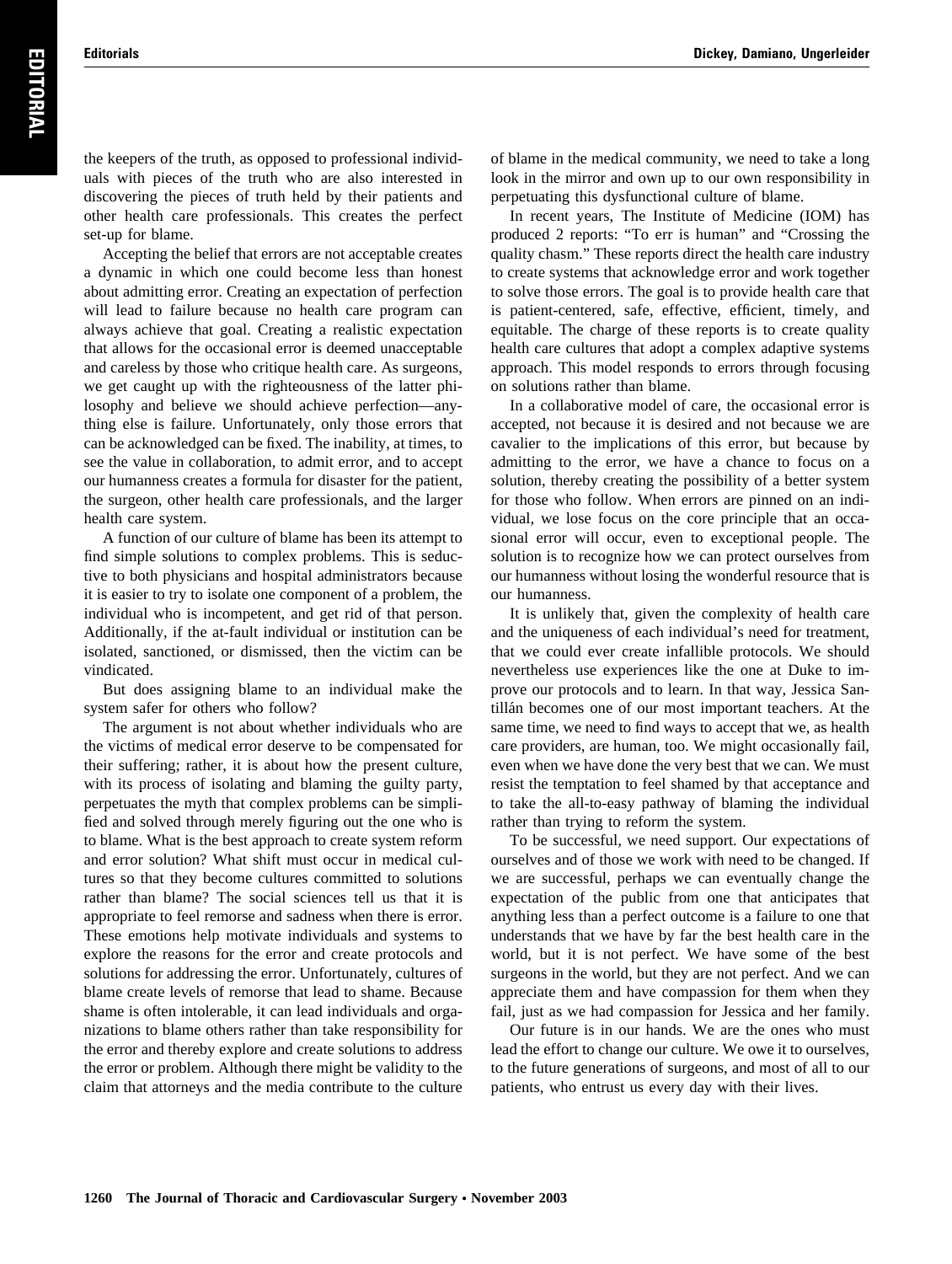the keepers of the truth, as opposed to professional individuals with pieces of the truth who are also interested in discovering the pieces of truth held by their patients and other health care professionals. This creates the perfect set-up for blame.

Accepting the belief that errors are not acceptable creates a dynamic in which one could become less than honest about admitting error. Creating an expectation of perfection will lead to failure because no health care program can always achieve that goal. Creating a realistic expectation that allows for the occasional error is deemed unacceptable and careless by those who critique health care. As surgeons, we get caught up with the righteousness of the latter philosophy and believe we should achieve perfection—anything else is failure. Unfortunately, only those errors that can be acknowledged can be fixed. The inability, at times, to see the value in collaboration, to admit error, and to accept our humanness creates a formula for disaster for the patient, the surgeon, other health care professionals, and the larger health care system.

A function of our culture of blame has been its attempt to find simple solutions to complex problems. This is seductive to both physicians and hospital administrators because it is easier to try to isolate one component of a problem, the individual who is incompetent, and get rid of that person. Additionally, if the at-fault individual or institution can be isolated, sanctioned, or dismissed, then the victim can be vindicated.

But does assigning blame to an individual make the system safer for others who follow?

The argument is not about whether individuals who are the victims of medical error deserve to be compensated for their suffering; rather, it is about how the present culture, with its process of isolating and blaming the guilty party, perpetuates the myth that complex problems can be simplified and solved through merely figuring out the one who is to blame. What is the best approach to create system reform and error solution? What shift must occur in medical cultures so that they become cultures committed to solutions rather than blame? The social sciences tell us that it is appropriate to feel remorse and sadness when there is error. These emotions help motivate individuals and systems to explore the reasons for the error and create protocols and solutions for addressing the error. Unfortunately, cultures of blame create levels of remorse that lead to shame. Because shame is often intolerable, it can lead individuals and organizations to blame others rather than take responsibility for the error and thereby explore and create solutions to address the error or problem. Although there might be validity to the claim that attorneys and the media contribute to the culture of blame in the medical community, we need to take a long look in the mirror and own up to our own responsibility in perpetuating this dysfunctional culture of blame.

In recent years, The Institute of Medicine (IOM) has produced 2 reports: "To err is human" and "Crossing the quality chasm." These reports direct the health care industry to create systems that acknowledge error and work together to solve those errors. The goal is to provide health care that is patient-centered, safe, effective, efficient, timely, and equitable. The charge of these reports is to create quality health care cultures that adopt a complex adaptive systems approach. This model responds to errors through focusing on solutions rather than blame.

In a collaborative model of care, the occasional error is accepted, not because it is desired and not because we are cavalier to the implications of this error, but because by admitting to the error, we have a chance to focus on a solution, thereby creating the possibility of a better system for those who follow. When errors are pinned on an individual, we lose focus on the core principle that an occasional error will occur, even to exceptional people. The solution is to recognize how we can protect ourselves from our humanness without losing the wonderful resource that is our humanness.

It is unlikely that, given the complexity of health care and the uniqueness of each individual's need for treatment, that we could ever create infallible protocols. We should nevertheless use experiences like the one at Duke to improve our protocols and to learn. In that way, Jessica Santillán becomes one of our most important teachers. At the same time, we need to find ways to accept that we, as health care providers, are human, too. We might occasionally fail, even when we have done the very best that we can. We must resist the temptation to feel shamed by that acceptance and to take the all-to-easy pathway of blaming the individual rather than trying to reform the system.

To be successful, we need support. Our expectations of ourselves and of those we work with need to be changed. If we are successful, perhaps we can eventually change the expectation of the public from one that anticipates that anything less than a perfect outcome is a failure to one that understands that we have by far the best health care in the world, but it is not perfect. We have some of the best surgeons in the world, but they are not perfect. And we can appreciate them and have compassion for them when they fail, just as we had compassion for Jessica and her family.

Our future is in our hands. We are the ones who must lead the effort to change our culture. We owe it to ourselves, to the future generations of surgeons, and most of all to our patients, who entrust us every day with their lives.